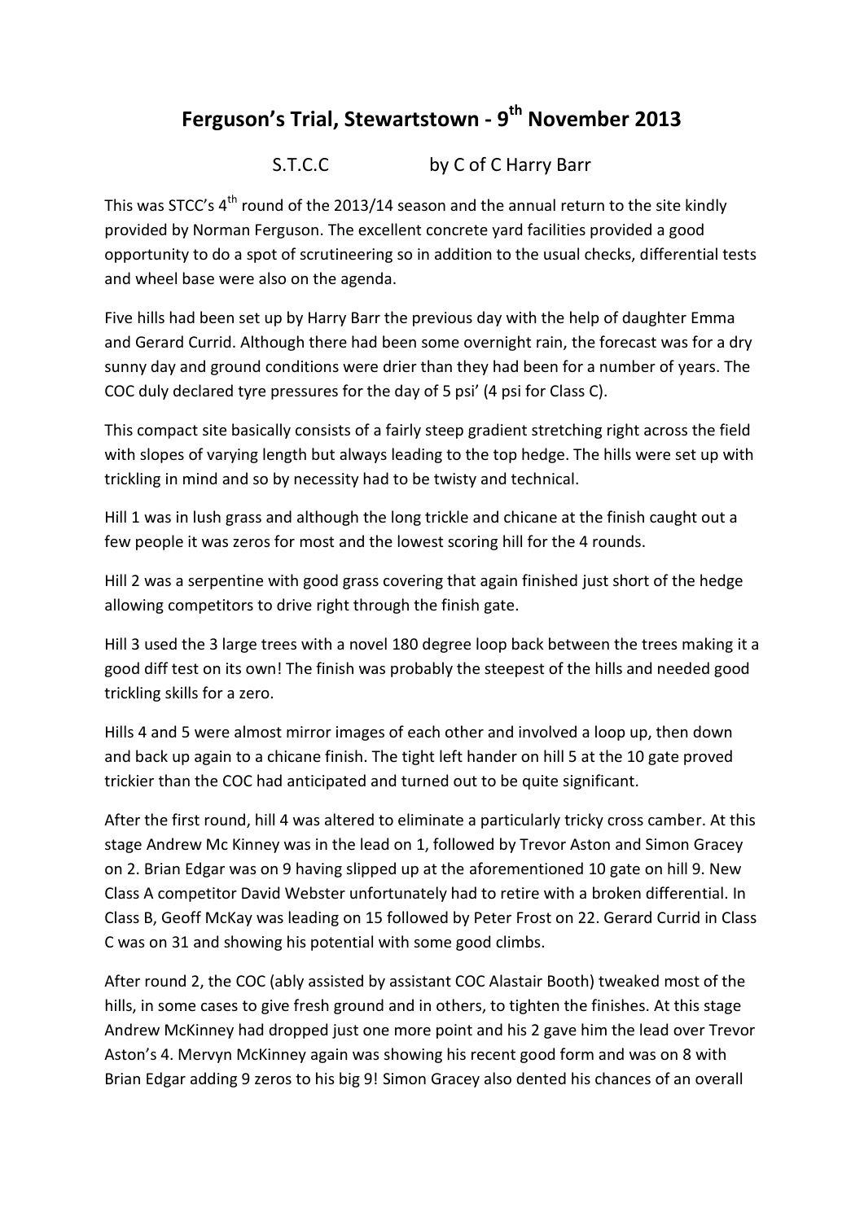# Ferguson's Trial, Stewartstown - 9th November 2013

S.T.C.C by C of C Harry Barr

This was STCC's 4th round of the 2013/14 season and the annual return to the site kindly provided by Norman Ferguson. The excellent concrete yard facilities provided a good opportunity to do a spot of scrutineering so in addition to the usual checks, differential tests and wheel base were also on the agenda.

Five hills had been set up by Harry Barr the previous day with the help of daughter Emma and Gerard Currid. Although there had been some overnight rain, the forecast was for a dry sunny day and ground conditions were drier than they had been for a number of years. The COC duly declared tyre pressures for the day of 5 psi' (4 psi for Class C).

This compact site basically consists of a fairly steep gradient stretching right across the field with slopes of varying length but always leading to the top hedge. The hills were set up with trickling in mind and so by necessity had to be twisty and technical.

Hill 1 was in lush grass and although the long trickle and chicane at the finish caught out a few people it was zeros for most and the lowest scoring hill for the 4 rounds.

Hill 2 was a serpentine with good grass covering that again finished just short of the hedge allowing competitors to drive right through the finish gate.

Hill 3 used the 3 large trees with a novel 180 degree loop back between the trees making it a good diff test on its own! The finish was probably the steepest of the hills and needed good trickling skills for a zero.

Hills 4 and 5 were almost mirror images of each other and involved a loop up, then down and back up again to a chicane finish. The tight left hander on hill 5 at the 10 gate proved trickier than the COC had anticipated and turned out to be quite significant.

After the first round, hill 4 was altered to eliminate a particularly tricky cross camber. At this stage Andrew Mc Kinney was in the lead on 1, followed by Trevor Aston and Simon Gracey on 2. Brian Edgar was on 9 having slipped up at the aforementioned 10 gate on hill 9. New Class A competitor David Webster unfortunately had to retire with a broken differential. In Class B, Geoff McKay was leading on 15 followed by Peter Frost on 22. Gerard Currid in Class C was on 31 and showing his potential with some good climbs.

After round 2, the COC (ably assisted by assistant COC Alastair Booth) tweaked most of the hills, in some cases to give fresh ground and in others, to tighten the finishes. At this stage Andrew McKinney had dropped just one more point and his 2 gave him the lead over Trevor Aston's 4. Mervyn McKinney again was showing his recent good form and was on 8 with Brian Edgar adding 9 zeros to his big 9! Simon Gracey also dented his chances of an overall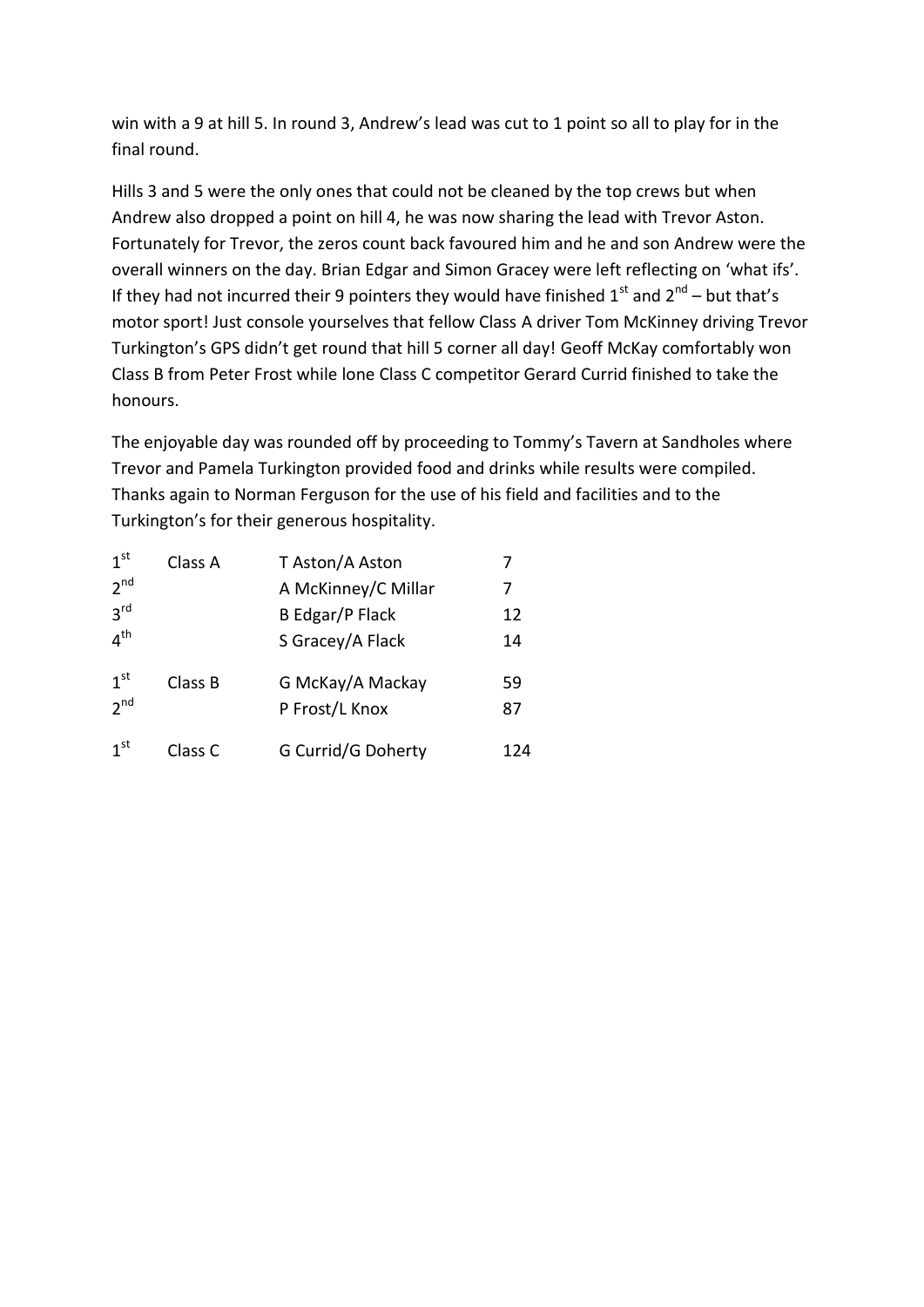win with a 9 at hill 5. In round 3, Andrew's lead was cut to 1 point so all to play for in the final round.

Hills 3 and 5 were the only ones that could not be cleaned by the top crews but when Andrew also dropped a point on hill 4, he was now sharing the lead with Trevor Aston. Fortunately for Trevor, the zeros count back favoured him and he and son Andrew were the overall winners on the day. Brian Edgar and Simon Gracey were left reflecting on 'what ifs'. If they had not incurred their 9 pointers they would have finished 1st and 2nd – but that's motor sport! Just console yourselves that fellow Class A driver Tom McKinney driving Trevor Turkington's GPS didn't get round that hill 5 corner all day! Geoff McKay comfortably won Class B from Peter Frost while lone Class C competitor Gerard Currid finished to take the honours.

The enjoyable day was rounded off by proceeding to Tommy's Tavern at Sandholes where Trevor and Pamela Turkington provided food and drinks while results were compiled. Thanks again to Norman Ferguson for the use of his field and facilities and to the Turkington's for their generous hospitality.

| | | | |
|---|---|---|---|
| 1st | Class A | T Aston/A Aston | 7 |
| 2nd | | A McKinney/C Millar | 7 |
| 3rd | | B Edgar/P Flack | 12 |
| 4th | | S Gracey/A Flack | 14 |
| 1st | Class B | G McKay/A Mackay | 59 |
| 2nd | | P Frost/L Knox | 87 |
| 1st | Class C | G Currid/G Doherty | 124 |